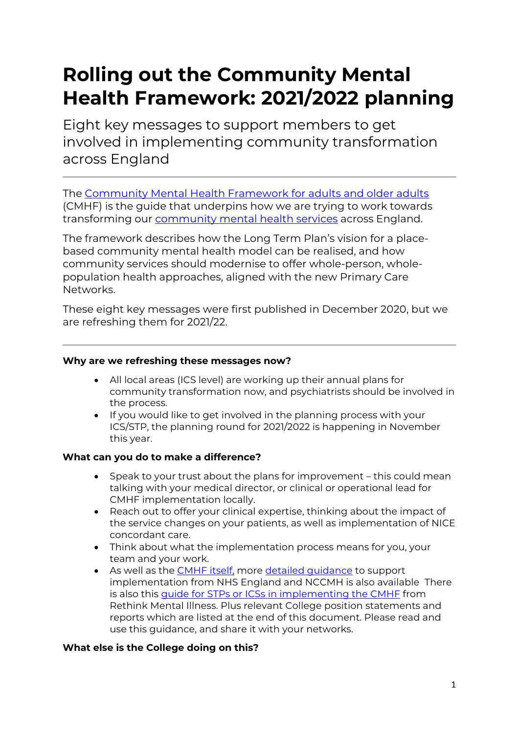# Rolling out the Community Mental Health Framework: 2021/2022 planning

Eight key messages to support members to get involved in implementing community transformation across England

---

The Community Mental Health Framework for adults and older adults (CMHF) is the guide that underpins how we are trying to work towards transforming our community mental health services across England.

The framework describes how the Long Term Plan's vision for a place-based community mental health model can be realised, and how community services should modernise to offer whole-person, whole-population health approaches, aligned with the new Primary Care Networks.

These eight key messages were first published in December 2020, but we are refreshing them for 2021/22.

---

**Why are we refreshing these messages now?**

- All local areas (ICS level) are working up their annual plans for community transformation now, and psychiatrists should be involved in the process.
- If you would like to get involved in the planning process with your ICS/STP, the planning round for 2021/2022 is happening in November this year.

**What can you do to make a difference?**

- Speak to your trust about the plans for improvement – this could mean talking with your medical director, or clinical or operational lead for CMHF implementation locally.
- Reach out to offer your clinical expertise, thinking about the impact of the service changes on your patients, as well as implementation of NICE concordant care.
- Think about what the implementation process means for you, your team and your work.
- As well as the CMHF itself, more detailed guidance to support implementation from NHS England and NCCMH is also available There is also this guide for STPs or ICSs in implementing the CMHF from Rethink Mental Illness. Plus relevant College position statements and reports which are listed at the end of this document. Please read and use this guidance, and share it with your networks.

**What else is the College doing on this?**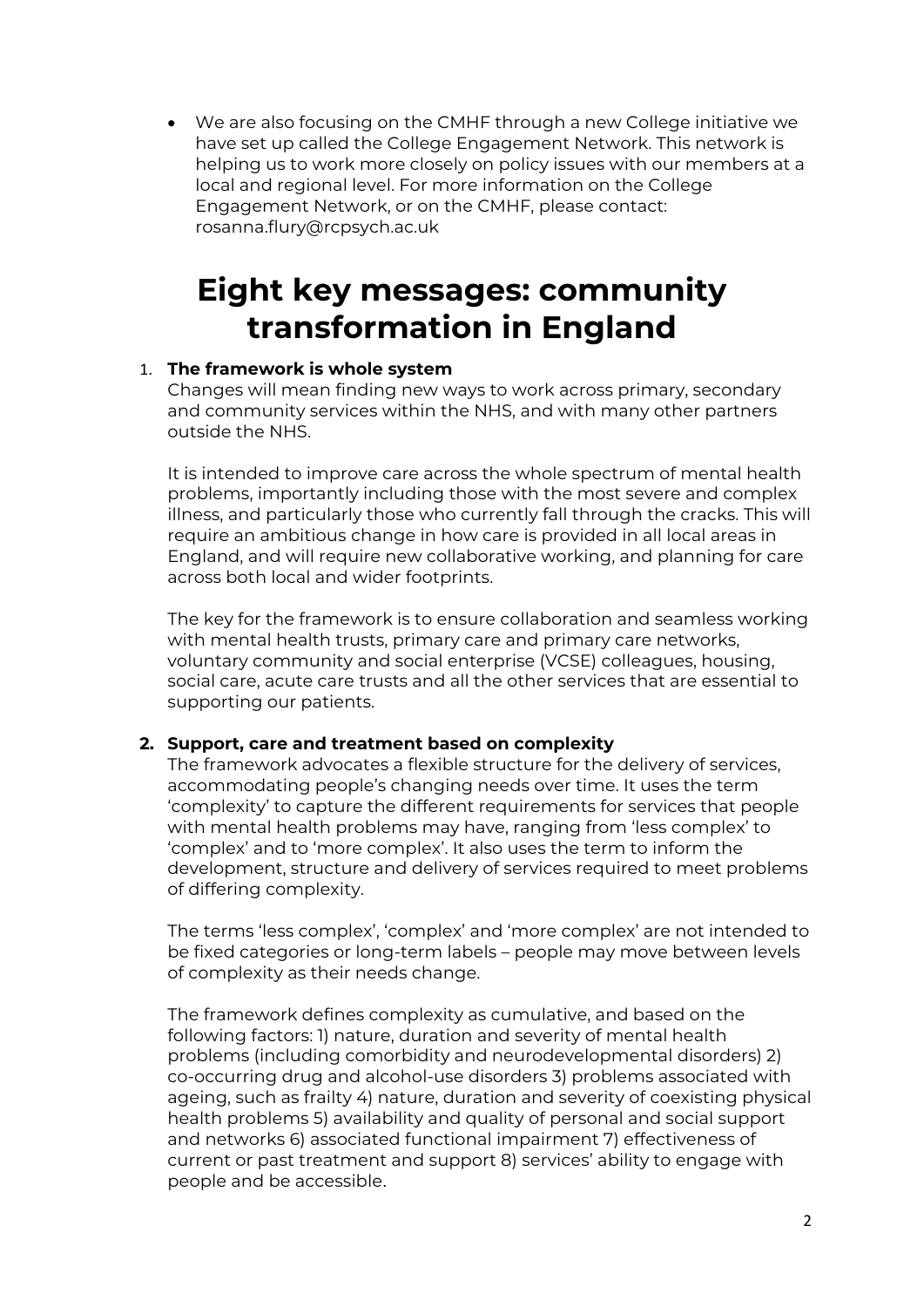- We are also focusing on the CMHF through a new College initiative we have set up called the College Engagement Network. This network is helping us to work more closely on policy issues with our members at a local and regional level. For more information on the College Engagement Network, or on the CMHF, please contact: rosanna.flury@rcpsych.ac.uk

# Eight key messages: community transformation in England

1. **The framework is whole system**

   Changes will mean finding new ways to work across primary, secondary and community services within the NHS, and with many other partners outside the NHS.

   It is intended to improve care across the whole spectrum of mental health problems, importantly including those with the most severe and complex illness, and particularly those who currently fall through the cracks. This will require an ambitious change in how care is provided in all local areas in England, and will require new collaborative working, and planning for care across both local and wider footprints.

   The key for the framework is to ensure collaboration and seamless working with mental health trusts, primary care and primary care networks, voluntary community and social enterprise (VCSE) colleagues, housing, social care, acute care trusts and all the other services that are essential to supporting our patients.

2. **Support, care and treatment based on complexity**

   The framework advocates a flexible structure for the delivery of services, accommodating people's changing needs over time. It uses the term 'complexity' to capture the different requirements for services that people with mental health problems may have, ranging from 'less complex' to 'complex' and to 'more complex'. It also uses the term to inform the development, structure and delivery of services required to meet problems of differing complexity.

   The terms 'less complex', 'complex' and 'more complex' are not intended to be fixed categories or long-term labels – people may move between levels of complexity as their needs change.

   The framework defines complexity as cumulative, and based on the following factors: 1) nature, duration and severity of mental health problems (including comorbidity and neurodevelopmental disorders) 2) co-occurring drug and alcohol-use disorders 3) problems associated with ageing, such as frailty 4) nature, duration and severity of coexisting physical health problems 5) availability and quality of personal and social support and networks 6) associated functional impairment 7) effectiveness of current or past treatment and support 8) services' ability to engage with people and be accessible.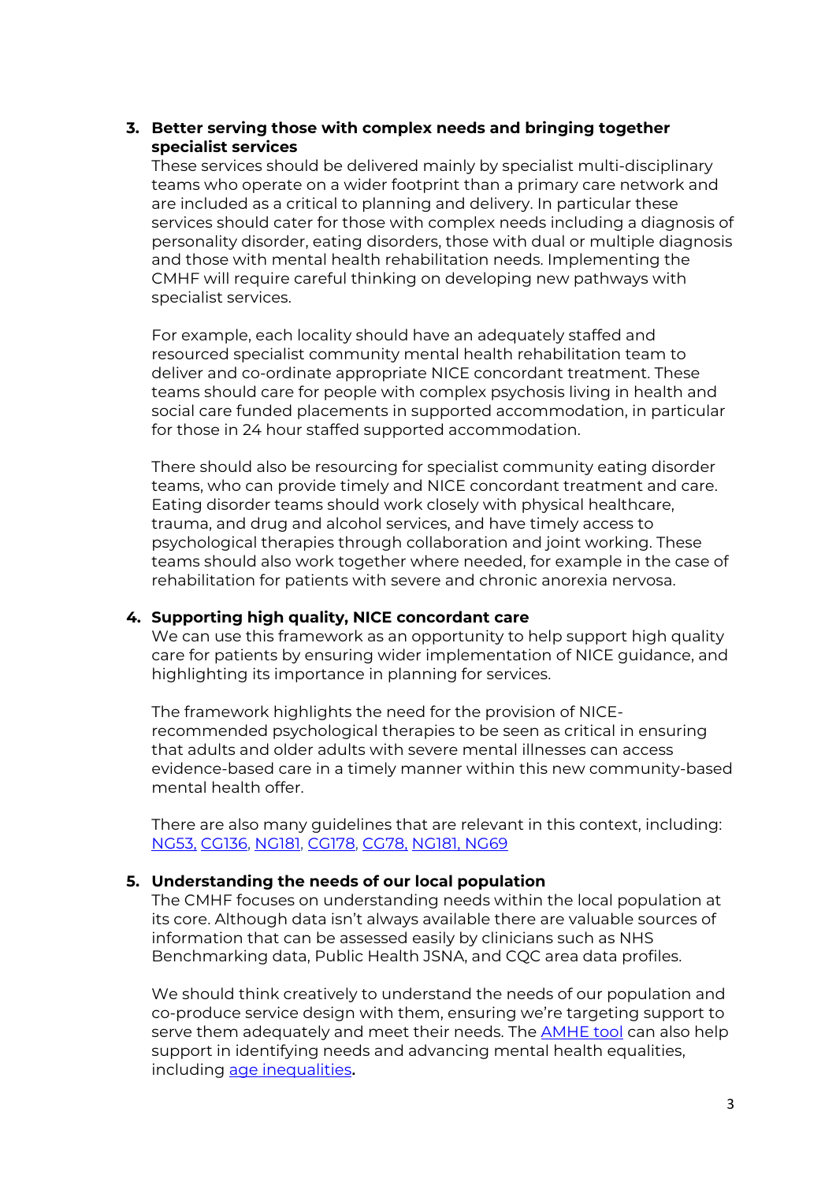3. **Better serving those with complex needs and bringing together specialist services**

   These services should be delivered mainly by specialist multi-disciplinary teams who operate on a wider footprint than a primary care network and are included as a critical to planning and delivery. In particular these services should cater for those with complex needs including a diagnosis of personality disorder, eating disorders, those with dual or multiple diagnosis and those with mental health rehabilitation needs. Implementing the CMHF will require careful thinking on developing new pathways with specialist services.

   For example, each locality should have an adequately staffed and resourced specialist community mental health rehabilitation team to deliver and co-ordinate appropriate NICE concordant treatment. These teams should care for people with complex psychosis living in health and social care funded placements in supported accommodation, in particular for those in 24 hour staffed supported accommodation.

   There should also be resourcing for specialist community eating disorder teams, who can provide timely and NICE concordant treatment and care. Eating disorder teams should work closely with physical healthcare, trauma, and drug and alcohol services, and have timely access to psychological therapies through collaboration and joint working. These teams should also work together where needed, for example in the case of rehabilitation for patients with severe and chronic anorexia nervosa.

4. **Supporting high quality, NICE concordant care**

   We can use this framework as an opportunity to help support high quality care for patients by ensuring wider implementation of NICE guidance, and highlighting its importance in planning for services.

   The framework highlights the need for the provision of NICE-recommended psychological therapies to be seen as critical in ensuring that adults and older adults with severe mental illnesses can access evidence-based care in a timely manner within this new community-based mental health offer.

   There are also many guidelines that are relevant in this context, including: NG53, CG136, NG181, CG178, CG78, NG181, NG69

5. **Understanding the needs of our local population**

   The CMHF focuses on understanding needs within the local population at its core. Although data isn't always available there are valuable sources of information that can be assessed easily by clinicians such as NHS Benchmarking data, Public Health JSNA, and CQC area data profiles.

   We should think creatively to understand the needs of our population and co-produce service design with them, ensuring we're targeting support to serve them adequately and meet their needs. The AMHE tool can also help support in identifying needs and advancing mental health equalities, including age inequalities**.**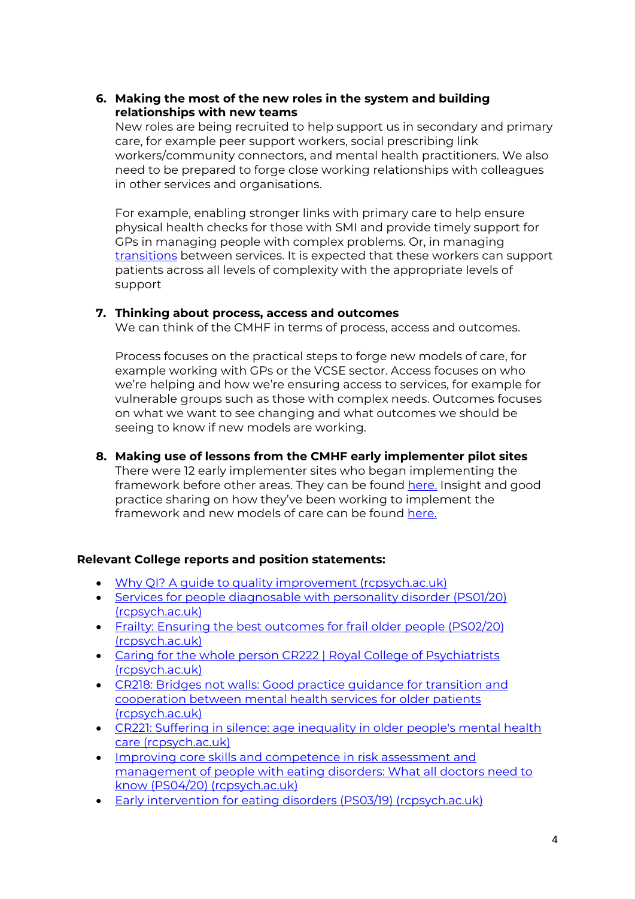6. **Making the most of the new roles in the system and building relationships with new teams**
   New roles are being recruited to help support us in secondary and primary care, for example peer support workers, social prescribing link workers/community connectors, and mental health practitioners. We also need to be prepared to forge close working relationships with colleagues in other services and organisations.

   For example, enabling stronger links with primary care to help ensure physical health checks for those with SMI and provide timely support for GPs in managing people with complex problems. Or, in managing [transitions]() between services. It is expected that these workers can support patients across all levels of complexity with the appropriate levels of support

7. **Thinking about process, access and outcomes**
   We can think of the CMHF in terms of process, access and outcomes.

   Process focuses on the practical steps to forge new models of care, for example working with GPs or the VCSE sector. Access focuses on who we're helping and how we're ensuring access to services, for example for vulnerable groups such as those with complex needs. Outcomes focuses on what we want to see changing and what outcomes we should be seeing to know if new models are working.

8. **Making use of lessons from the CMHF early implementer pilot sites**
   There were 12 early implementer sites who began implementing the framework before other areas. They can be found [here.]() Insight and good practice sharing on how they've been working to implement the framework and new models of care can be found [here.]()

**Relevant College reports and position statements:**

- [Why QI? A guide to quality improvement (rcpsych.ac.uk)]()
- [Services for people diagnosable with personality disorder (PS01/20) (rcpsych.ac.uk)]()
- [Frailty: Ensuring the best outcomes for frail older people (PS02/20) (rcpsych.ac.uk)]()
- [Caring for the whole person CR222 | Royal College of Psychiatrists (rcpsych.ac.uk)]()
- [CR218: Bridges not walls: Good practice guidance for transition and cooperation between mental health services for older patients (rcpsych.ac.uk)]()
- [CR221: Suffering in silence: age inequality in older people's mental health care (rcpsych.ac.uk)]()
- [Improving core skills and competence in risk assessment and management of people with eating disorders: What all doctors need to know (PS04/20) (rcpsych.ac.uk)]()
- [Early intervention for eating disorders (PS03/19) (rcpsych.ac.uk)]()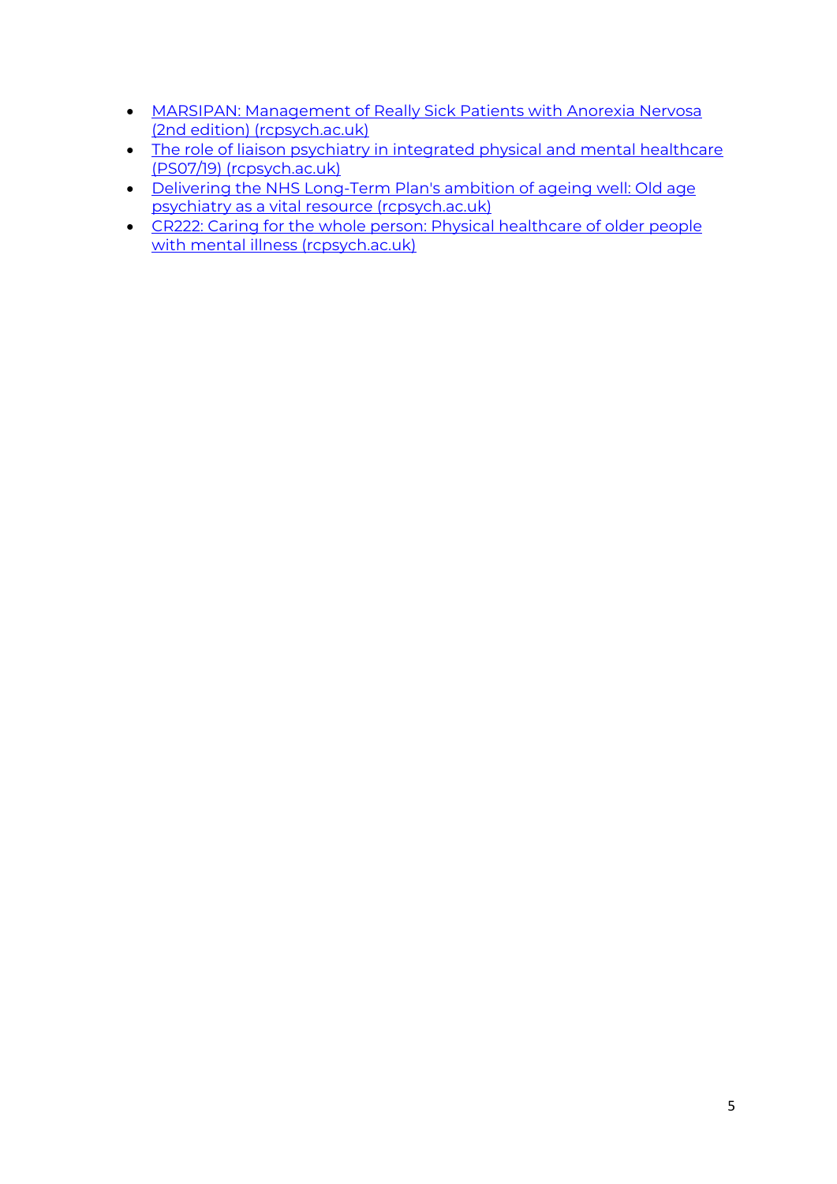- MARSIPAN: Management of Really Sick Patients with Anorexia Nervosa (2nd edition) (rcpsych.ac.uk)
- The role of liaison psychiatry in integrated physical and mental healthcare (PS07/19) (rcpsych.ac.uk)
- Delivering the NHS Long-Term Plan's ambition of ageing well: Old age psychiatry as a vital resource (rcpsych.ac.uk)
- CR222: Caring for the whole person: Physical healthcare of older people with mental illness (rcpsych.ac.uk)